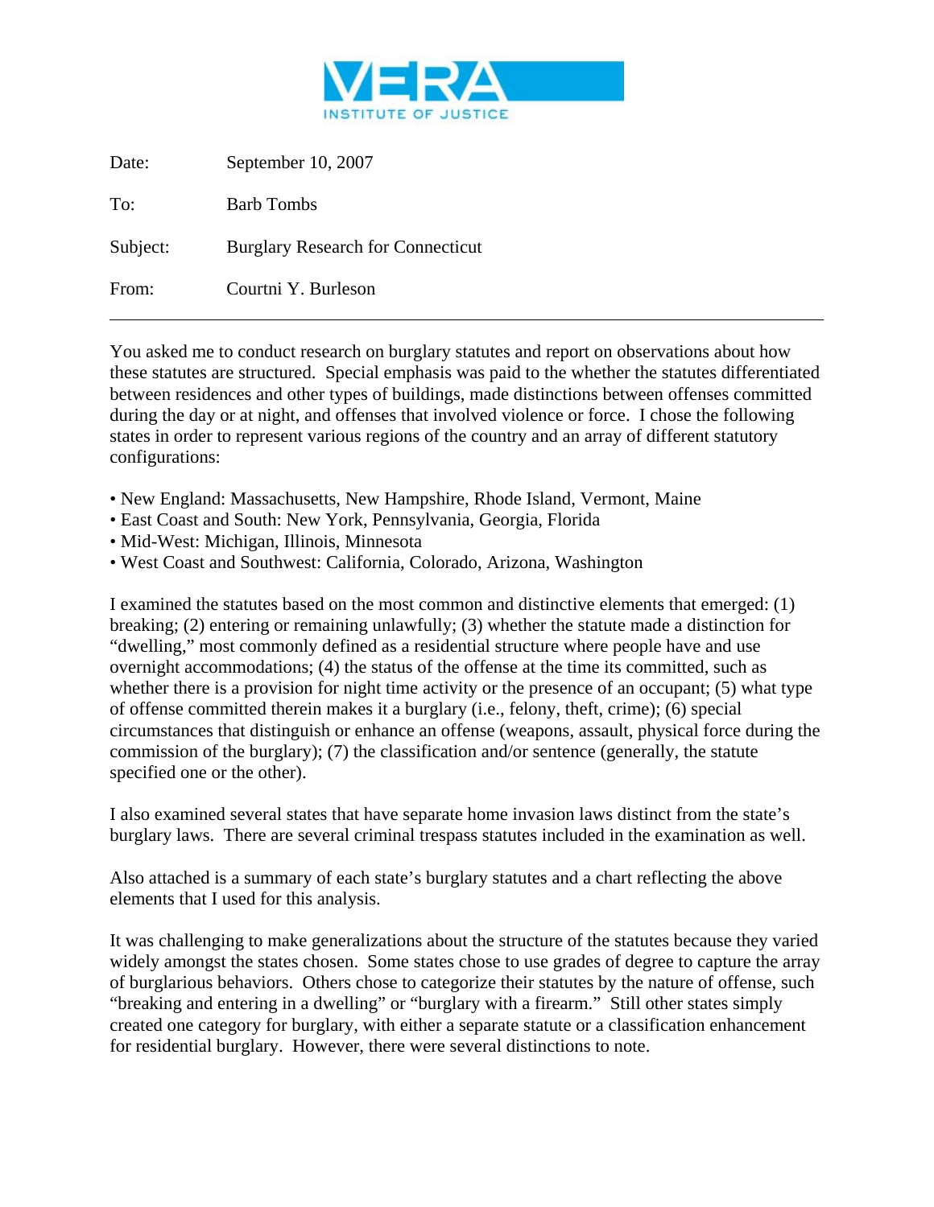VERA
INSTITUTE OF JUSTICE

| | |
|---|---|
| Date: | September 10, 2007 |
| To: | Barb Tombs |
| Subject: | Burglary Research for Connecticut |
| From: | Courtni Y. Burleson |

---

You asked me to conduct research on burglary statutes and report on observations about how these statutes are structured. Special emphasis was paid to the whether the statutes differentiated between residences and other types of buildings, made distinctions between offenses committed during the day or at night, and offenses that involved violence or force. I chose the following states in order to represent various regions of the country and an array of different statutory configurations:

- New England: Massachusetts, New Hampshire, Rhode Island, Vermont, Maine
- East Coast and South: New York, Pennsylvania, Georgia, Florida
- Mid-West: Michigan, Illinois, Minnesota
- West Coast and Southwest: California, Colorado, Arizona, Washington

I examined the statutes based on the most common and distinctive elements that emerged: (1) breaking; (2) entering or remaining unlawfully; (3) whether the statute made a distinction for "dwelling," most commonly defined as a residential structure where people have and use overnight accommodations; (4) the status of the offense at the time its committed, such as whether there is a provision for night time activity or the presence of an occupant; (5) what type of offense committed therein makes it a burglary (i.e., felony, theft, crime); (6) special circumstances that distinguish or enhance an offense (weapons, assault, physical force during the commission of the burglary); (7) the classification and/or sentence (generally, the statute specified one or the other).

I also examined several states that have separate home invasion laws distinct from the state's burglary laws. There are several criminal trespass statutes included in the examination as well.

Also attached is a summary of each state's burglary statutes and a chart reflecting the above elements that I used for this analysis.

It was challenging to make generalizations about the structure of the statutes because they varied widely amongst the states chosen. Some states chose to use grades of degree to capture the array of burglarious behaviors. Others chose to categorize their statutes by the nature of offense, such "breaking and entering in a dwelling" or "burglary with a firearm." Still other states simply created one category for burglary, with either a separate statute or a classification enhancement for residential burglary. However, there were several distinctions to note.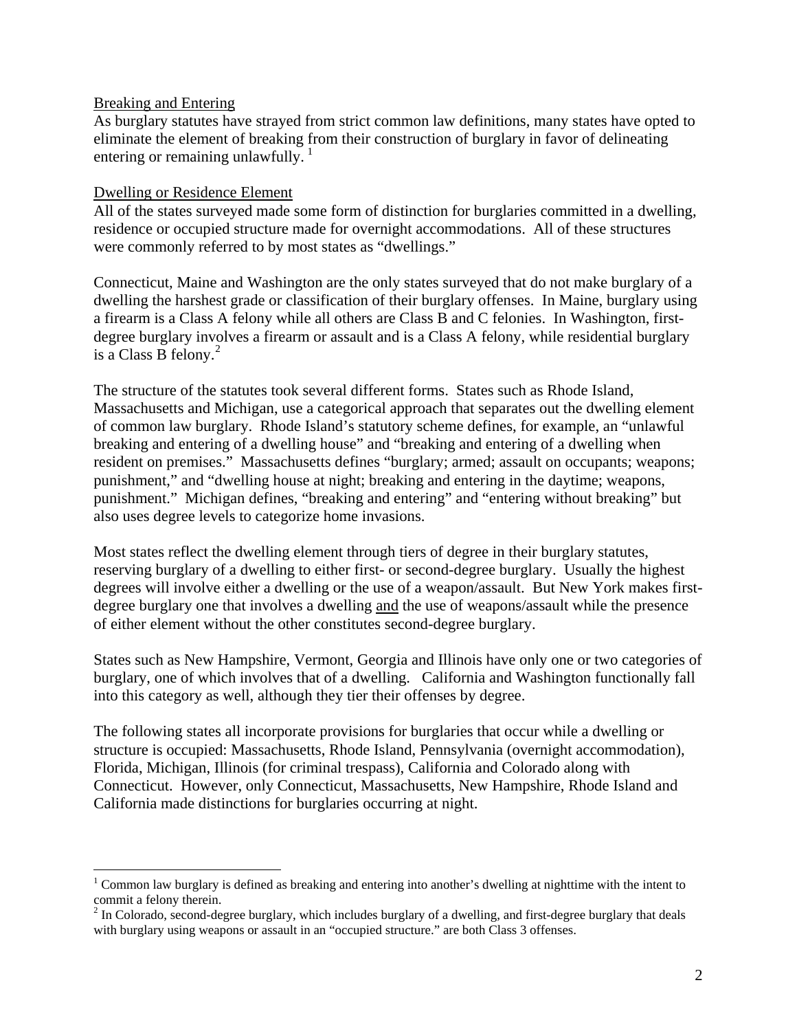<u>Breaking and Entering</u>

As burglary statutes have strayed from strict common law definitions, many states have opted to eliminate the element of breaking from their construction of burglary in favor of delineating entering or remaining unlawfully. [1]

<u>Dwelling or Residence Element</u>

All of the states surveyed made some form of distinction for burglaries committed in a dwelling, residence or occupied structure made for overnight accommodations. All of these structures were commonly referred to by most states as "dwellings."

Connecticut, Maine and Washington are the only states surveyed that do not make burglary of a dwelling the harshest grade or classification of their burglary offenses. In Maine, burglary using a firearm is a Class A felony while all others are Class B and C felonies. In Washington, first-degree burglary involves a firearm or assault and is a Class A felony, while residential burglary is a Class B felony. [2]

The structure of the statutes took several different forms. States such as Rhode Island, Massachusetts and Michigan, use a categorical approach that separates out the dwelling element of common law burglary. Rhode Island's statutory scheme defines, for example, an "unlawful breaking and entering of a dwelling house" and "breaking and entering of a dwelling when resident on premises." Massachusetts defines "burglary; armed; assault on occupants; weapons; punishment," and "dwelling house at night; breaking and entering in the daytime; weapons, punishment." Michigan defines, "breaking and entering" and "entering without breaking" but also uses degree levels to categorize home invasions.

Most states reflect the dwelling element through tiers of degree in their burglary statutes, reserving burglary of a dwelling to either first- or second-degree burglary. Usually the highest degrees will involve either a dwelling or the use of a weapon/assault. But New York makes first-degree burglary one that involves a dwelling <u>and</u> the use of weapons/assault while the presence of either element without the other constitutes second-degree burglary.

States such as New Hampshire, Vermont, Georgia and Illinois have only one or two categories of burglary, one of which involves that of a dwelling. California and Washington functionally fall into this category as well, although they tier their offenses by degree.

The following states all incorporate provisions for burglaries that occur while a dwelling or structure is occupied: Massachusetts, Rhode Island, Pennsylvania (overnight accommodation), Florida, Michigan, Illinois (for criminal trespass), California and Colorado along with Connecticut. However, only Connecticut, Massachusetts, New Hampshire, Rhode Island and California made distinctions for burglaries occurring at night.

---

[1] Common law burglary is defined as breaking and entering into another's dwelling at nighttime with the intent to commit a felony therein.

[2] In Colorado, second-degree burglary, which includes burglary of a dwelling, and first-degree burglary that deals with burglary using weapons or assault in an "occupied structure." are both Class 3 offenses.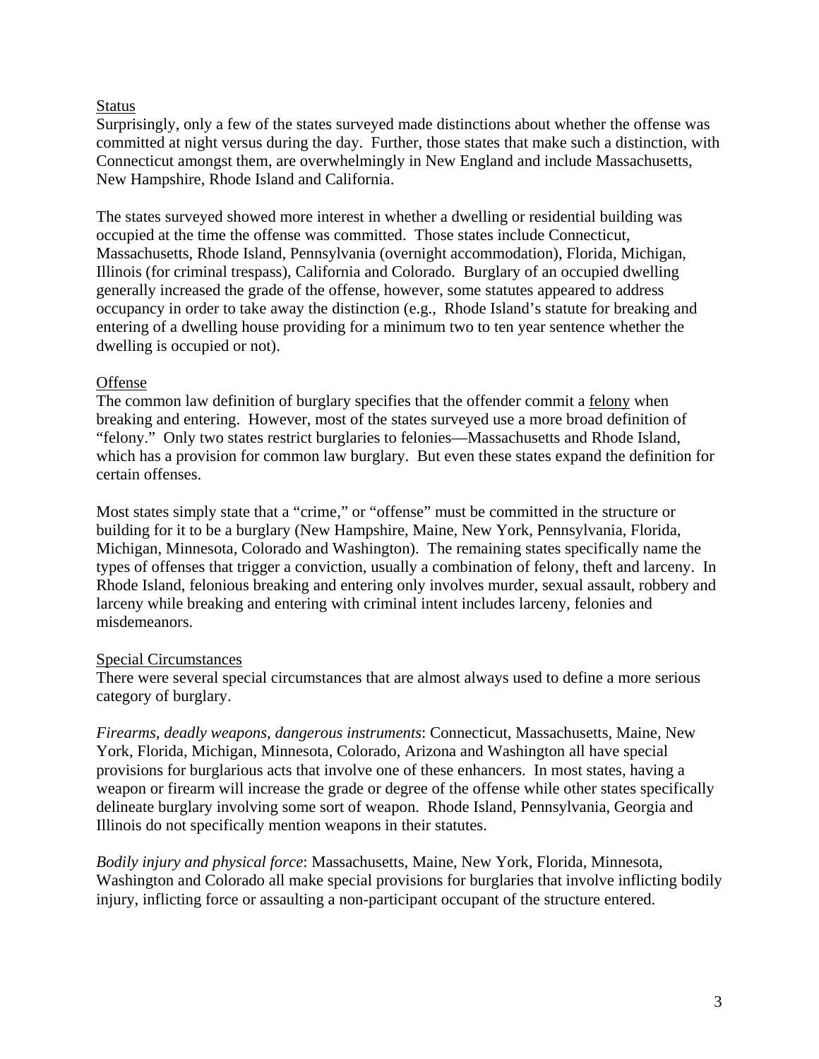Status

Surprisingly, only a few of the states surveyed made distinctions about whether the offense was committed at night versus during the day. Further, those states that make such a distinction, with Connecticut amongst them, are overwhelmingly in New England and include Massachusetts, New Hampshire, Rhode Island and California.

The states surveyed showed more interest in whether a dwelling or residential building was occupied at the time the offense was committed. Those states include Connecticut, Massachusetts, Rhode Island, Pennsylvania (overnight accommodation), Florida, Michigan, Illinois (for criminal trespass), California and Colorado. Burglary of an occupied dwelling generally increased the grade of the offense, however, some statutes appeared to address occupancy in order to take away the distinction (e.g., Rhode Island's statute for breaking and entering of a dwelling house providing for a minimum two to ten year sentence whether the dwelling is occupied or not).

Offense

The common law definition of burglary specifies that the offender commit a felony when breaking and entering. However, most of the states surveyed use a more broad definition of "felony." Only two states restrict burglaries to felonies—Massachusetts and Rhode Island, which has a provision for common law burglary. But even these states expand the definition for certain offenses.

Most states simply state that a "crime," or "offense" must be committed in the structure or building for it to be a burglary (New Hampshire, Maine, New York, Pennsylvania, Florida, Michigan, Minnesota, Colorado and Washington). The remaining states specifically name the types of offenses that trigger a conviction, usually a combination of felony, theft and larceny. In Rhode Island, felonious breaking and entering only involves murder, sexual assault, robbery and larceny while breaking and entering with criminal intent includes larceny, felonies and misdemeanors.

Special Circumstances

There were several special circumstances that are almost always used to define a more serious category of burglary.

*Firearms, deadly weapons, dangerous instruments*: Connecticut, Massachusetts, Maine, New York, Florida, Michigan, Minnesota, Colorado, Arizona and Washington all have special provisions for burglarious acts that involve one of these enhancers. In most states, having a weapon or firearm will increase the grade or degree of the offense while other states specifically delineate burglary involving some sort of weapon. Rhode Island, Pennsylvania, Georgia and Illinois do not specifically mention weapons in their statutes.

*Bodily injury and physical force*: Massachusetts, Maine, New York, Florida, Minnesota, Washington and Colorado all make special provisions for burglaries that involve inflicting bodily injury, inflicting force or assaulting a non-participant occupant of the structure entered.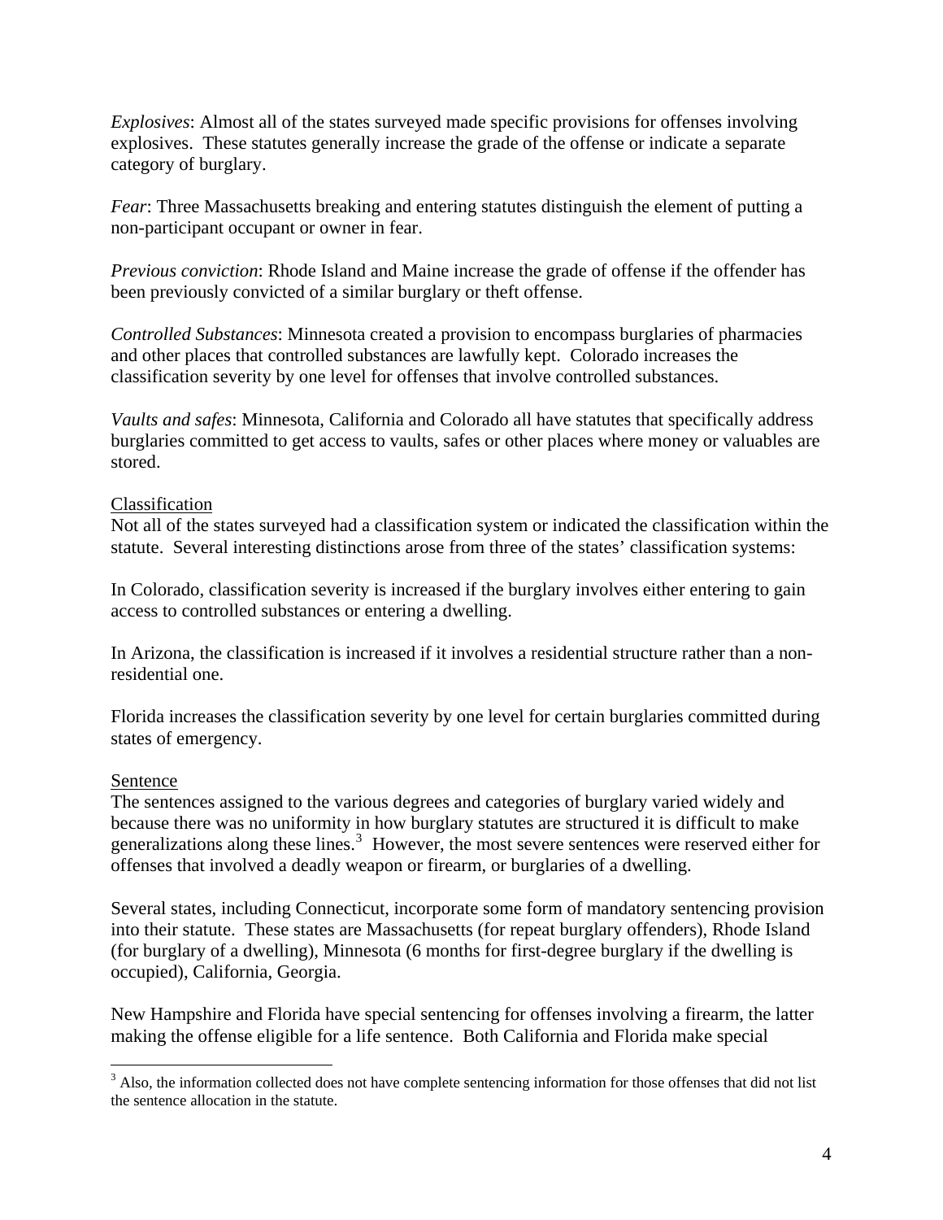*Explosives*: Almost all of the states surveyed made specific provisions for offenses involving explosives. These statutes generally increase the grade of the offense or indicate a separate category of burglary.

*Fear*: Three Massachusetts breaking and entering statutes distinguish the element of putting a non-participant occupant or owner in fear.

*Previous conviction*: Rhode Island and Maine increase the grade of offense if the offender has been previously convicted of a similar burglary or theft offense.

*Controlled Substances*: Minnesota created a provision to encompass burglaries of pharmacies and other places that controlled substances are lawfully kept. Colorado increases the classification severity by one level for offenses that involve controlled substances.

*Vaults and safes*: Minnesota, California and Colorado all have statutes that specifically address burglaries committed to get access to vaults, safes or other places where money or valuables are stored.

Classification

Not all of the states surveyed had a classification system or indicated the classification within the statute. Several interesting distinctions arose from three of the states' classification systems:

In Colorado, classification severity is increased if the burglary involves either entering to gain access to controlled substances or entering a dwelling.

In Arizona, the classification is increased if it involves a residential structure rather than a non-residential one.

Florida increases the classification severity by one level for certain burglaries committed during states of emergency.

Sentence

The sentences assigned to the various degrees and categories of burglary varied widely and because there was no uniformity in how burglary statutes are structured it is difficult to make generalizations along these lines.[3] However, the most severe sentences were reserved either for offenses that involved a deadly weapon or firearm, or burglaries of a dwelling.

Several states, including Connecticut, incorporate some form of mandatory sentencing provision into their statute. These states are Massachusetts (for repeat burglary offenders), Rhode Island (for burglary of a dwelling), Minnesota (6 months for first-degree burglary if the dwelling is occupied), California, Georgia.

New Hampshire and Florida have special sentencing for offenses involving a firearm, the latter making the offense eligible for a life sentence. Both California and Florida make special

[3] Also, the information collected does not have complete sentencing information for those offenses that did not list the sentence allocation in the statute.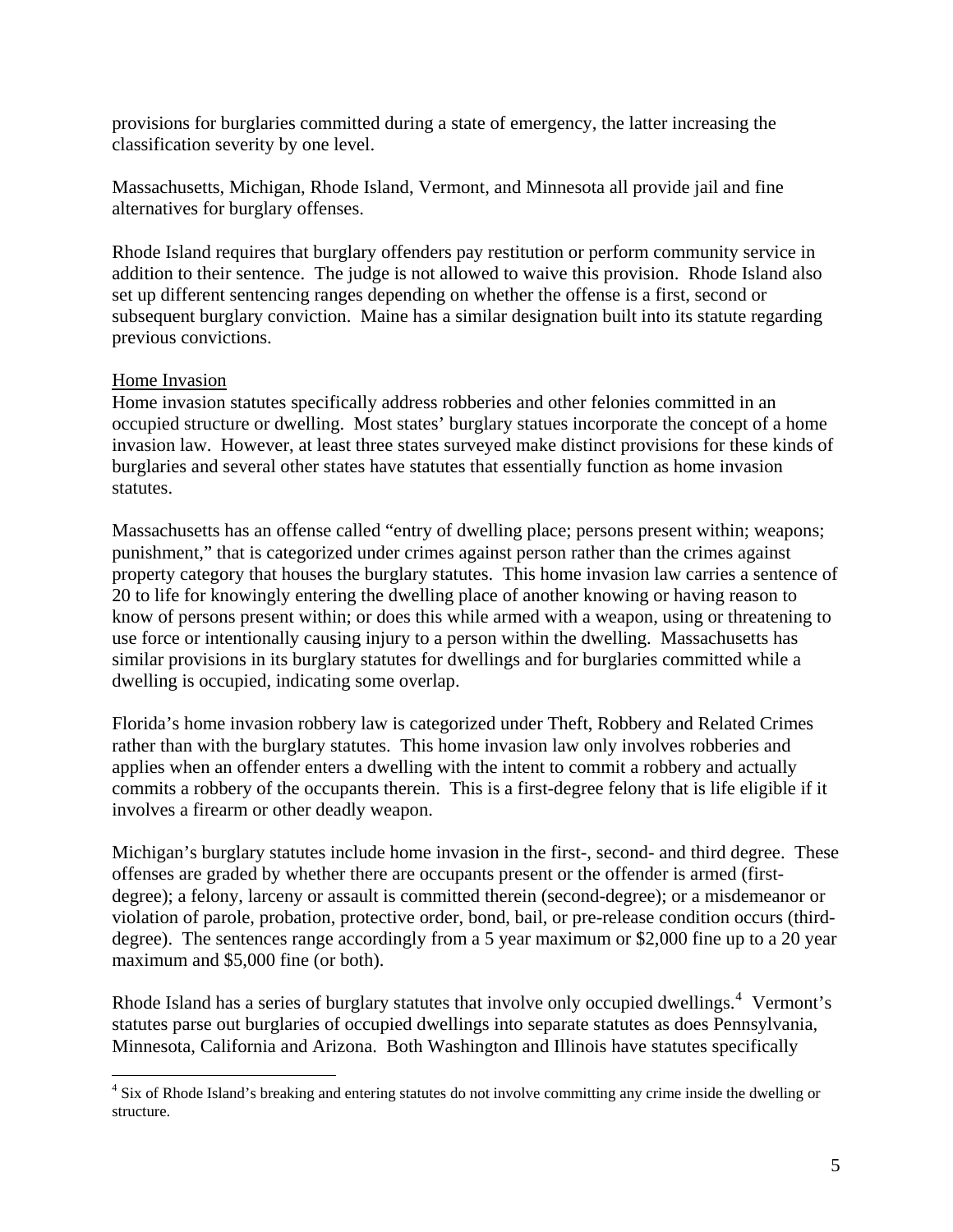provisions for burglaries committed during a state of emergency, the latter increasing the classification severity by one level.

Massachusetts, Michigan, Rhode Island, Vermont, and Minnesota all provide jail and fine alternatives for burglary offenses.

Rhode Island requires that burglary offenders pay restitution or perform community service in addition to their sentence. The judge is not allowed to waive this provision. Rhode Island also set up different sentencing ranges depending on whether the offense is a first, second or subsequent burglary conviction. Maine has a similar designation built into its statute regarding previous convictions.

<u>Home Invasion</u>

Home invasion statutes specifically address robberies and other felonies committed in an occupied structure or dwelling. Most states' burglary statues incorporate the concept of a home invasion law. However, at least three states surveyed make distinct provisions for these kinds of burglaries and several other states have statutes that essentially function as home invasion statutes.

Massachusetts has an offense called "entry of dwelling place; persons present within; weapons; punishment," that is categorized under crimes against person rather than the crimes against property category that houses the burglary statutes. This home invasion law carries a sentence of 20 to life for knowingly entering the dwelling place of another knowing or having reason to know of persons present within; or does this while armed with a weapon, using or threatening to use force or intentionally causing injury to a person within the dwelling. Massachusetts has similar provisions in its burglary statutes for dwellings and for burglaries committed while a dwelling is occupied, indicating some overlap.

Florida's home invasion robbery law is categorized under Theft, Robbery and Related Crimes rather than with the burglary statutes. This home invasion law only involves robberies and applies when an offender enters a dwelling with the intent to commit a robbery and actually commits a robbery of the occupants therein. This is a first-degree felony that is life eligible if it involves a firearm or other deadly weapon.

Michigan's burglary statutes include home invasion in the first-, second- and third degree. These offenses are graded by whether there are occupants present or the offender is armed (first-degree); a felony, larceny or assault is committed therein (second-degree); or a misdemeanor or violation of parole, probation, protective order, bond, bail, or pre-release condition occurs (third-degree). The sentences range accordingly from a 5 year maximum or $2,000 fine up to a 20 year maximum and $5,000 fine (or both).

Rhode Island has a series of burglary statutes that involve only occupied dwellings.[4] Vermont's statutes parse out burglaries of occupied dwellings into separate statutes as does Pennsylvania, Minnesota, California and Arizona. Both Washington and Illinois have statutes specifically

[4] Six of Rhode Island's breaking and entering statutes do not involve committing any crime inside the dwelling or structure.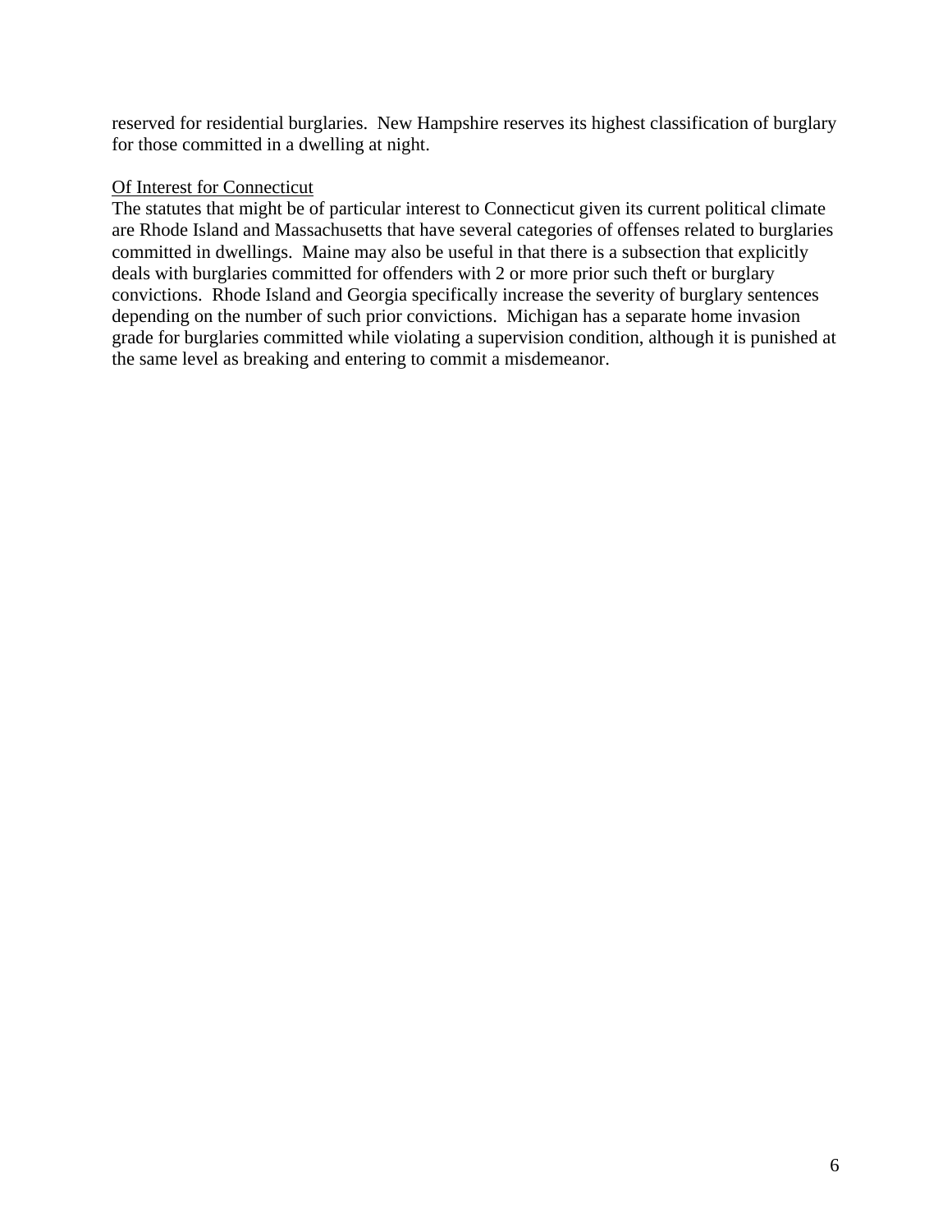reserved for residential burglaries. New Hampshire reserves its highest classification of burglary for those committed in a dwelling at night.

Of Interest for Connecticut

The statutes that might be of particular interest to Connecticut given its current political climate are Rhode Island and Massachusetts that have several categories of offenses related to burglaries committed in dwellings. Maine may also be useful in that there is a subsection that explicitly deals with burglaries committed for offenders with 2 or more prior such theft or burglary convictions. Rhode Island and Georgia specifically increase the severity of burglary sentences depending on the number of such prior convictions. Michigan has a separate home invasion grade for burglaries committed while violating a supervision condition, although it is punished at the same level as breaking and entering to commit a misdemeanor.